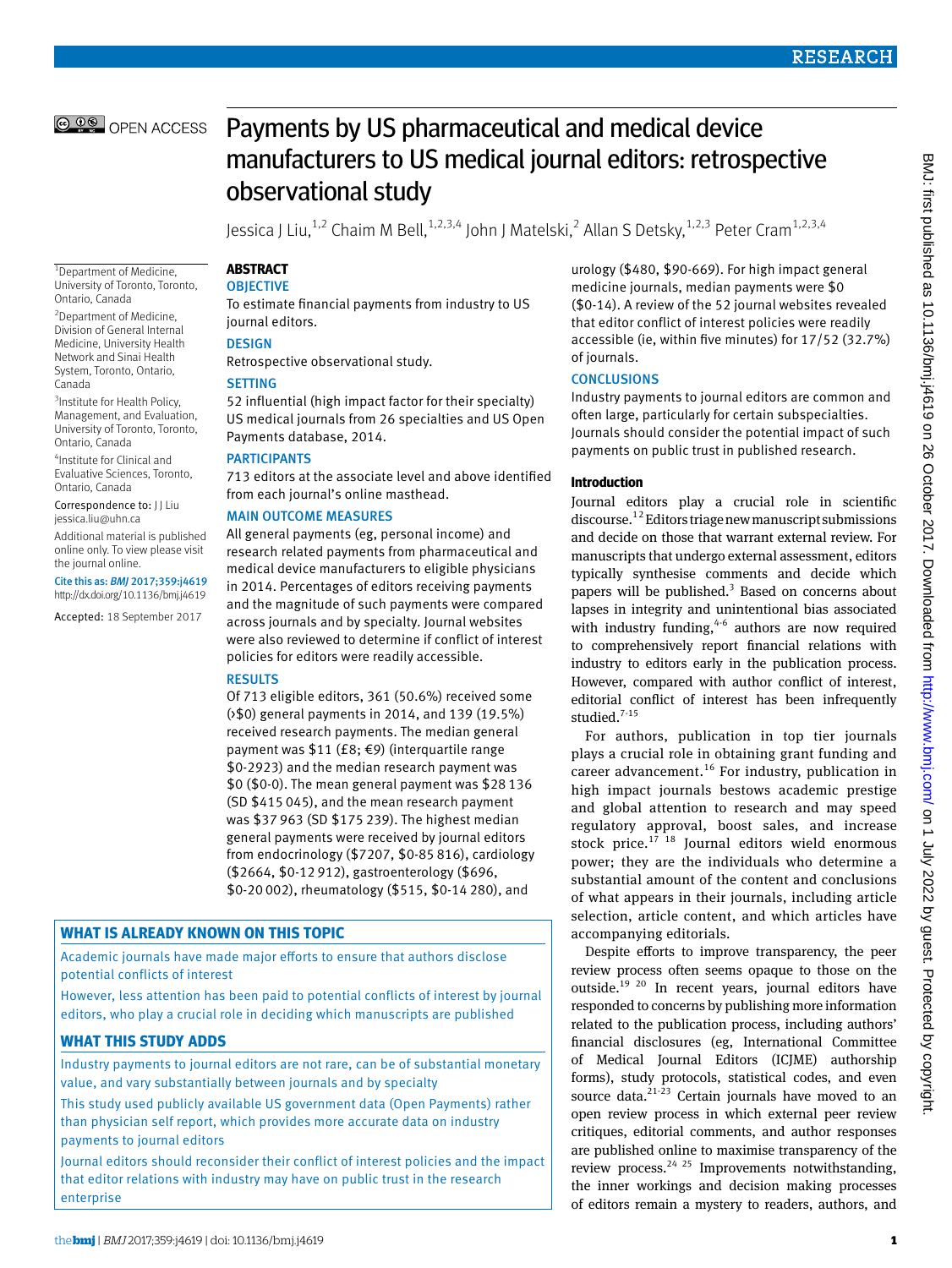# Payments by US pharmaceutical and medical device manufacturers to US medical journal editors: retrospective observational study

Jessica J Liu,[1,2] Chaim M Bell,[1,2,3,4] John J Matelski,[2] Allan S Detsky,[1,2,3] Peter Cram[1,2,3,4]

[1]Department of Medicine, University of Toronto, Toronto, Ontario, Canada

[2]Department of Medicine, Division of General Internal Medicine, University Health Network and Sinai Health System, Toronto, Ontario, Canada

[3]Institute for Health Policy, Management, and Evaluation, University of Toronto, Toronto, Ontario, Canada

[4]Institute for Clinical and Evaluative Sciences, Toronto, Ontario, Canada

Correspondence to: J J Liu jessica.liu@uhn.ca

Additional material is published online only. To view please visit the journal online.

Cite this as: *BMJ* 2017;359:j4619 http://dx.doi.org/10.1136/bmj.j4619

Accepted: 18 September 2017

## ABSTRACT

### OBJECTIVE

To estimate financial payments from industry to US journal editors.

### DESIGN

Retrospective observational study.

### SETTING

52 influential (high impact factor for their specialty) US medical journals from 26 specialties and US Open Payments database, 2014.

### PARTICIPANTS

713 editors at the associate level and above identified from each journal's online masthead.

### MAIN OUTCOME MEASURES

All general payments (eg, personal income) and research related payments from pharmaceutical and medical device manufacturers to eligible physicians in 2014. Percentages of editors receiving payments and the magnitude of such payments were compared across journals and by specialty. Journal websites were also reviewed to determine if conflict of interest policies for editors were readily accessible.

### RESULTS

Of 713 eligible editors, 361 (50.6%) received some (>$0) general payments in 2014, and 139 (19.5%) received research payments. The median general payment was $11 (£8; €9) (interquartile range $0-2923) and the median research payment was $0 ($0-0). The mean general payment was $28 136 (SD $415 045), and the mean research payment was $37 963 (SD $175 239). The highest median general payments were received by journal editors from endocrinology ($7207, $0-85 816), cardiology ($2664, $0-12 912), gastroenterology ($696, $0-20 002), rheumatology ($515, $0-14 280), and urology ($480, $90-669). For high impact general medicine journals, median payments were $0 ($0-14). A review of the 52 journal websites revealed that editor conflict of interest policies were readily accessible (ie, within five minutes) for 17/52 (32.7%) of journals.

### CONCLUSIONS

Industry payments to journal editors are common and often large, particularly for certain subspecialties. Journals should consider the potential impact of such payments on public trust in published research.

### WHAT IS ALREADY KNOWN ON THIS TOPIC

Academic journals have made major efforts to ensure that authors disclose potential conflicts of interest

However, less attention has been paid to potential conflicts of interest by journal editors, who play a crucial role in deciding which manuscripts are published

### WHAT THIS STUDY ADDS

Industry payments to journal editors are not rare, can be of substantial monetary value, and vary substantially between journals and by specialty

This study used publicly available US government data (Open Payments) rather than physician self report, which provides more accurate data on industry payments to journal editors

Journal editors should reconsider their conflict of interest policies and the impact that editor relations with industry may have on public trust in the research enterprise

## Introduction

Journal editors play a crucial role in scientific discourse.[1,2] Editors triage new manuscript submissions and decide on those that warrant external review. For manuscripts that undergo external assessment, editors typically synthesise comments and decide which papers will be published.[3] Based on concerns about lapses in integrity and unintentional bias associated with industry funding,[4-6] authors are now required to comprehensively report financial relations with industry to editors early in the publication process. However, compared with author conflict of interest, editorial conflict of interest has been infrequently studied.[7-15]

For authors, publication in top tier journals plays a crucial role in obtaining grant funding and career advancement.[16] For industry, publication in high impact journals bestows academic prestige and global attention to research and may speed regulatory approval, boost sales, and increase stock price.[17,18] Journal editors wield enormous power; they are the individuals who determine a substantial amount of the content and conclusions of what appears in their journals, including article selection, article content, and which articles have accompanying editorials.

Despite efforts to improve transparency, the peer review process often seems opaque to those on the outside.[19,20] In recent years, journal editors have responded to concerns by publishing more information related to the publication process, including authors' financial disclosures (eg, International Committee of Medical Journal Editors (ICJME) authorship forms), study protocols, statistical codes, and even source data.[21-23] Certain journals have moved to an open review process in which external peer review critiques, editorial comments, and author responses are published online to maximise transparency of the review process.[24,25] Improvements notwithstanding, the inner workings and decision making processes of editors remain a mystery to readers, authors, and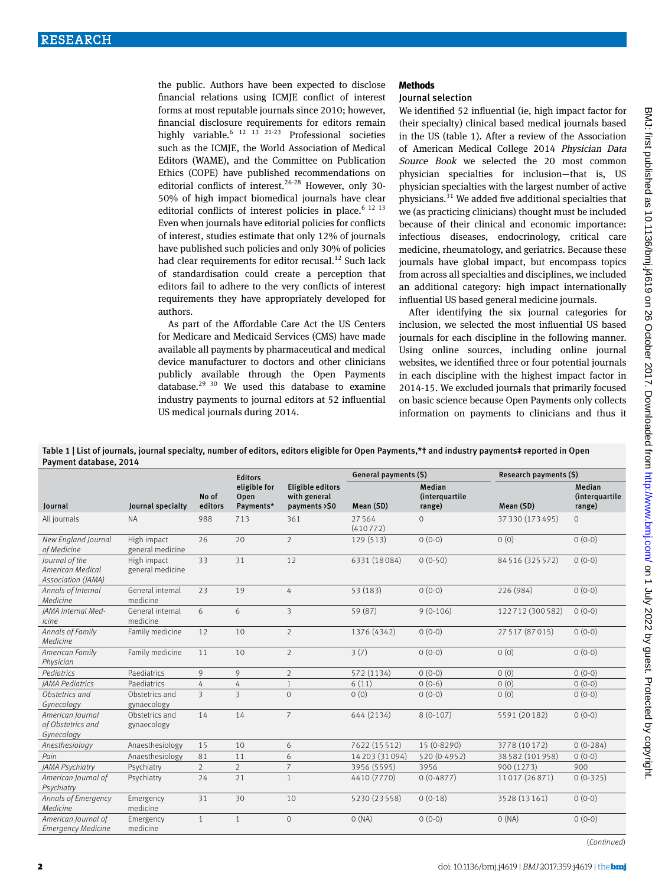the public. Authors have been expected to disclose financial relations using ICMJE conflict of interest forms at most reputable journals since 2010; however, financial disclosure requirements for editors remain highly variable.[6 12 13 21-23] Professional societies such as the ICMJE, the World Association of Medical Editors (WAME), and the Committee on Publication Ethics (COPE) have published recommendations on editorial conflicts of interest.[26-28] However, only 30-50% of high impact biomedical journals have clear editorial conflicts of interest policies in place.[6 12 13] Even when journals have editorial policies for conflicts of interest, studies estimate that only 12% of journals have published such policies and only 30% of policies had clear requirements for editor recusal.[12] Such lack of standardisation could create a perception that editors fail to adhere to the very conflicts of interest requirements they have appropriately developed for authors.

As part of the Affordable Care Act the US Centers for Medicare and Medicaid Services (CMS) have made available all payments by pharmaceutical and medical device manufacturer to doctors and other clinicians publicly available through the Open Payments database.[29 30] We used this database to examine industry payments to journal editors at 52 influential US medical journals during 2014.

## Methods

### Journal selection

We identified 52 influential (ie, high impact factor for their specialty) clinical based medical journals based in the US (table 1). After a review of the Association of American Medical College 2014 *Physician Data Source Book* we selected the 20 most common physician specialties for inclusion—that is, US physician specialties with the largest number of active physicians.[31] We added five additional specialties that we (as practicing clinicians) thought must be included because of their clinical and economic importance: infectious diseases, endocrinology, critical care medicine, rheumatology, and geriatrics. Because these journals have global impact, but encompass topics from across all specialties and disciplines, we included an additional category: high impact internationally influential US based general medicine journals.

After identifying the six journal categories for inclusion, we selected the most influential US based journals for each discipline in the following manner. Using online sources, including online journal websites, we identified three or four potential journals in each discipline with the highest impact factor in 2014-15. We excluded journals that primarily focused on basic science because Open Payments only collects information on payments to clinicians and thus it

Table 1 | List of journals, journal specialty, number of editors, editors eligible for Open Payments,*† and industry payments‡ reported in Open Payment database, 2014

| Journal | Journal specialty | No of editors | Editors eligible for Open Payments* | Eligible editors with general payments >$0 | General payments ($) | | Research payments ($) | |
|---|---|---|---|---|---|---|---|---|
| | | | | | Mean (SD) | Median (interquartile range) | Mean (SD) | Median (interquartile range) |
| All journals | NA | 988 | 713 | 361 | 27 564 (410 772) | 0 | 37 330 (173 495) | 0 |
| *New England Journal of Medicine* | High impact general medicine | 26 | 20 | 2 | 129 (513) | 0 (0-0) | 0 (0) | 0 (0-0) |
| *Journal of the American Medical Association (JAMA)* | High impact general medicine | 33 | 31 | 12 | 6331 (18 084) | 0 (0-50) | 84 516 (325 572) | 0 (0-0) |
| *Annals of Internal Medicine* | General internal medicine | 23 | 19 | 4 | 53 (183) | 0 (0-0) | 226 (984) | 0 (0-0) |
| *JAMA Internal Medicine* | General internal medicine | 6 | 6 | 3 | 59 (87) | 9 (0-106) | 122 712 (300 582) | 0 (0-0) |
| *Annals of Family Medicine* | Family medicine | 12 | 10 | 2 | 1376 (4342) | 0 (0-0) | 27 517 (87 015) | 0 (0-0) |
| *American Family Physician* | Family medicine | 11 | 10 | 2 | 3 (7) | 0 (0-0) | 0 (0) | 0 (0-0) |
| *Pediatrics* | Paediatrics | 9 | 9 | 2 | 572 (1134) | 0 (0-0) | 0 (0) | 0 (0-0) |
| *JAMA Pediatrics* | Paediatrics | 4 | 4 | 1 | 6 (11) | 0 (0-6) | 0 (0) | 0 (0-0) |
| *Obstetrics and Gynecology* | Obstetrics and gynaecology | 3 | 3 | 0 | 0 (0) | 0 (0-0) | 0 (0) | 0 (0-0) |
| *American Journal of Obstetrics and Gynecology* | Obstetrics and gynaecology | 14 | 14 | 7 | 644 (2134) | 8 (0-107) | 5591 (20 182) | 0 (0-0) |
| *Anesthesiology* | Anaesthesiology | 15 | 10 | 6 | 7622 (15 512) | 15 (0-8290) | 3778 (10 172) | 0 (0-284) |
| *Pain* | Anaesthesiology | 81 | 11 | 6 | 14 203 (31 094) | 520 (0-4952) | 38 582 (101 958) | 0 (0-0) |
| *JAMA Psychiatry* | Psychiatry | 2 | 2 | 7 | 3956 (5595) | 3956 | 900 (1273) | 900 |
| *American Journal of Psychiatry* | Psychiatry | 24 | 21 | 1 | 4410 (7770) | 0 (0-4877) | 11 017 (26 871) | 0 (0-325) |
| *Annals of Emergency Medicine* | Emergency medicine | 31 | 30 | 10 | 5230 (23 558) | 0 (0-18) | 3528 (13 161) | 0 (0-0) |
| *American Journal of Emergency Medicine* | Emergency medicine | 1 | 1 | 0 | 0 (NA) | 0 (0-0) | 0 (NA) | 0 (0-0) |

(*Continued*)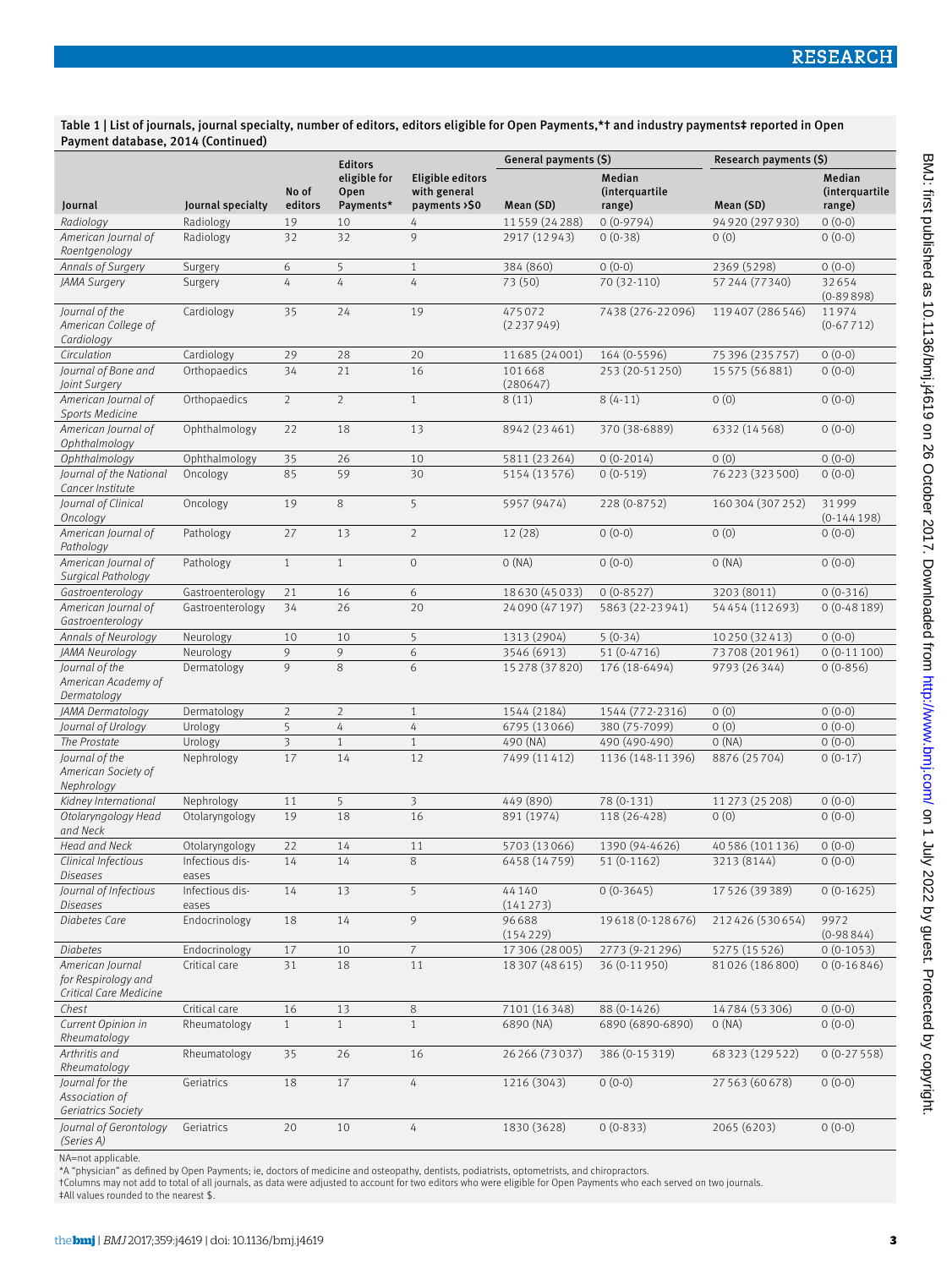Table 1 | List of journals, journal specialty, number of editors, editors eligible for Open Payments,*† and industry payments‡ reported in Open Payment database, 2014 (Continued)

| Journal | Journal specialty | No of editors | Editors eligible for Open Payments* | Eligible editors with general payments >$0 | General payments ($) | | Research payments ($) | |
|---|---|---|---|---|---|---|---|---|
| | | | | | Mean (SD) | Median (interquartile range) | Mean (SD) | Median (interquartile range) |
| *Radiology* | Radiology | 19 | 10 | 4 | 11 559 (24 288) | 0 (0-9794) | 94 920 (297 930) | 0 (0-0) |
| *American Journal of Roentgenology* | Radiology | 32 | 32 | 9 | 2917 (12 943) | 0 (0-38) | 0 (0) | 0 (0-0) |
| *Annals of Surgery* | Surgery | 6 | 5 | 1 | 384 (860) | 0 (0-0) | 2369 (5298) | 0 (0-0) |
| *JAMA Surgery* | Surgery | 4 | 4 | 4 | 73 (50) | 70 (32-110) | 57 244 (77 340) | 32 654 (0-89 898) |
| *Journal of the American College of Cardiology* | Cardiology | 35 | 24 | 19 | 475 072 (2 237 949) | 7438 (276-22 096) | 119 407 (286 546) | 11 974 (0-67 712) |
| *Circulation* | Cardiology | 29 | 28 | 20 | 11 685 (24 001) | 164 (0-5596) | 75 396 (235 757) | 0 (0-0) |
| *Journal of Bone and Joint Surgery* | Orthopaedics | 34 | 21 | 16 | 101 668 (280647) | 253 (20-51 250) | 15 575 (56 881) | 0 (0-0) |
| *American Journal of Sports Medicine* | Orthopaedics | 2 | 2 | 1 | 8 (11) | 8 (4-11) | 0 (0) | 0 (0-0) |
| *American Journal of Ophthalmology* | Ophthalmology | 22 | 18 | 13 | 8942 (23 461) | 370 (38-6889) | 6332 (14 568) | 0 (0-0) |
| *Ophthalmology* | Ophthalmology | 35 | 26 | 10 | 5811 (23 264) | 0 (0-2014) | 0 (0) | 0 (0-0) |
| *Journal of the National Cancer Institute* | Oncology | 85 | 59 | 30 | 5154 (13 576) | 0 (0-519) | 76 223 (323 500) | 0 (0-0) |
| *Journal of Clinical Oncology* | Oncology | 19 | 8 | 5 | 5957 (9474) | 228 (0-8752) | 160 304 (307 252) | 31 999 (0-144 198) |
| *American Journal of Pathology* | Pathology | 27 | 13 | 2 | 12 (28) | 0 (0-0) | 0 (0) | 0 (0-0) |
| *American Journal of Surgical Pathology* | Pathology | 1 | 1 | 0 | 0 (NA) | 0 (0-0) | 0 (NA) | 0 (0-0) |
| *Gastroenterology* | Gastroenterology | 21 | 16 | 6 | 18 630 (45 033) | 0 (0-8527) | 3203 (8011) | 0 (0-316) |
| *American Journal of Gastroenterology* | Gastroenterology | 34 | 26 | 20 | 24 090 (47 197) | 5863 (22-23 941) | 54 454 (112 693) | 0 (0-48 189) |
| *Annals of Neurology* | Neurology | 10 | 10 | 5 | 1313 (2904) | 5 (0-34) | 10 250 (32 413) | 0 (0-0) |
| *JAMA Neurology* | Neurology | 9 | 9 | 6 | 3546 (6913) | 51 (0-4716) | 73 708 (201 961) | 0 (0-11 100) |
| *Journal of the American Academy of Dermatology* | Dermatology | 9 | 8 | 6 | 15 278 (37 820) | 176 (18-6494) | 9793 (26 344) | 0 (0-856) |
| *JAMA Dermatology* | Dermatology | 2 | 2 | 1 | 1544 (2184) | 1544 (772-2316) | 0 (0) | 0 (0-0) |
| *Journal of Urology* | Urology | 5 | 4 | 4 | 6795 (13 066) | 380 (75-7099) | 0 (0) | 0 (0-0) |
| *The Prostate* | Urology | 3 | 1 | 1 | 490 (NA) | 490 (490-490) | 0 (NA) | 0 (0-0) |
| *Journal of the American Society of Nephrology* | Nephrology | 17 | 14 | 12 | 7499 (11 412) | 1136 (148-11 396) | 8876 (25 704) | 0 (0-17) |
| *Kidney International* | Nephrology | 11 | 5 | 3 | 449 (890) | 78 (0-131) | 11 273 (25 208) | 0 (0-0) |
| *Otolaryngology Head and Neck* | Otolaryngology | 19 | 18 | 16 | 891 (1974) | 118 (26-428) | 0 (0) | 0 (0-0) |
| *Head and Neck* | Otolaryngology | 22 | 14 | 11 | 5703 (13 066) | 1390 (94-4626) | 40 586 (101 136) | 0 (0-0) |
| *Clinical Infectious Diseases* | Infectious diseases | 14 | 14 | 8 | 6458 (14 759) | 51 (0-1162) | 3213 (8144) | 0 (0-0) |
| *Journal of Infectious Diseases* | Infectious diseases | 14 | 13 | 5 | 44 140 (141 273) | 0 (0-3645) | 17 526 (39 389) | 0 (0-1625) |
| *Diabetes Care* | Endocrinology | 18 | 14 | 9 | 96 688 (154 229) | 19 618 (0-128 676) | 212 426 (530 654) | 9972 (0-98 844) |
| *Diabetes* | Endocrinology | 17 | 10 | 7 | 17 306 (28 005) | 2773 (9-21 296) | 5275 (15 526) | 0 (0-1053) |
| *American Journal for Respirology and Critical Care Medicine* | Critical care | 31 | 18 | 11 | 18 307 (48 615) | 36 (0-11 950) | 81 026 (186 800) | 0 (0-16 846) |
| *Chest* | Critical care | 16 | 13 | 8 | 7101 (16 348) | 88 (0-1426) | 14 784 (53 306) | 0 (0-0) |
| *Current Opinion in Rheumatology* | Rheumatology | 1 | 1 | 1 | 6890 (NA) | 6890 (6890-6890) | 0 (NA) | 0 (0-0) |
| *Arthritis and Rheumatology* | Rheumatology | 35 | 26 | 16 | 26 266 (73 037) | 386 (0-15 319) | 68 323 (129 522) | 0 (0-27 558) |
| *Journal for the Association of Geriatrics Society* | Geriatrics | 18 | 17 | 4 | 1216 (3043) | 0 (0-0) | 27 563 (60 678) | 0 (0-0) |
| *Journal of Gerontology (Series A)* | Geriatrics | 20 | 10 | 4 | 1830 (3628) | 0 (0-833) | 2065 (6203) | 0 (0-0) |

NA=not applicable.
*A "physician" as defined by Open Payments; ie, doctors of medicine and osteopathy, dentists, podiatrists, optometrists, and chiropractors.
†Columns may not add to total of all journals, as data were adjusted to account for two editors who were eligible for Open Payments who each served on two journals.
‡All values rounded to the nearest $.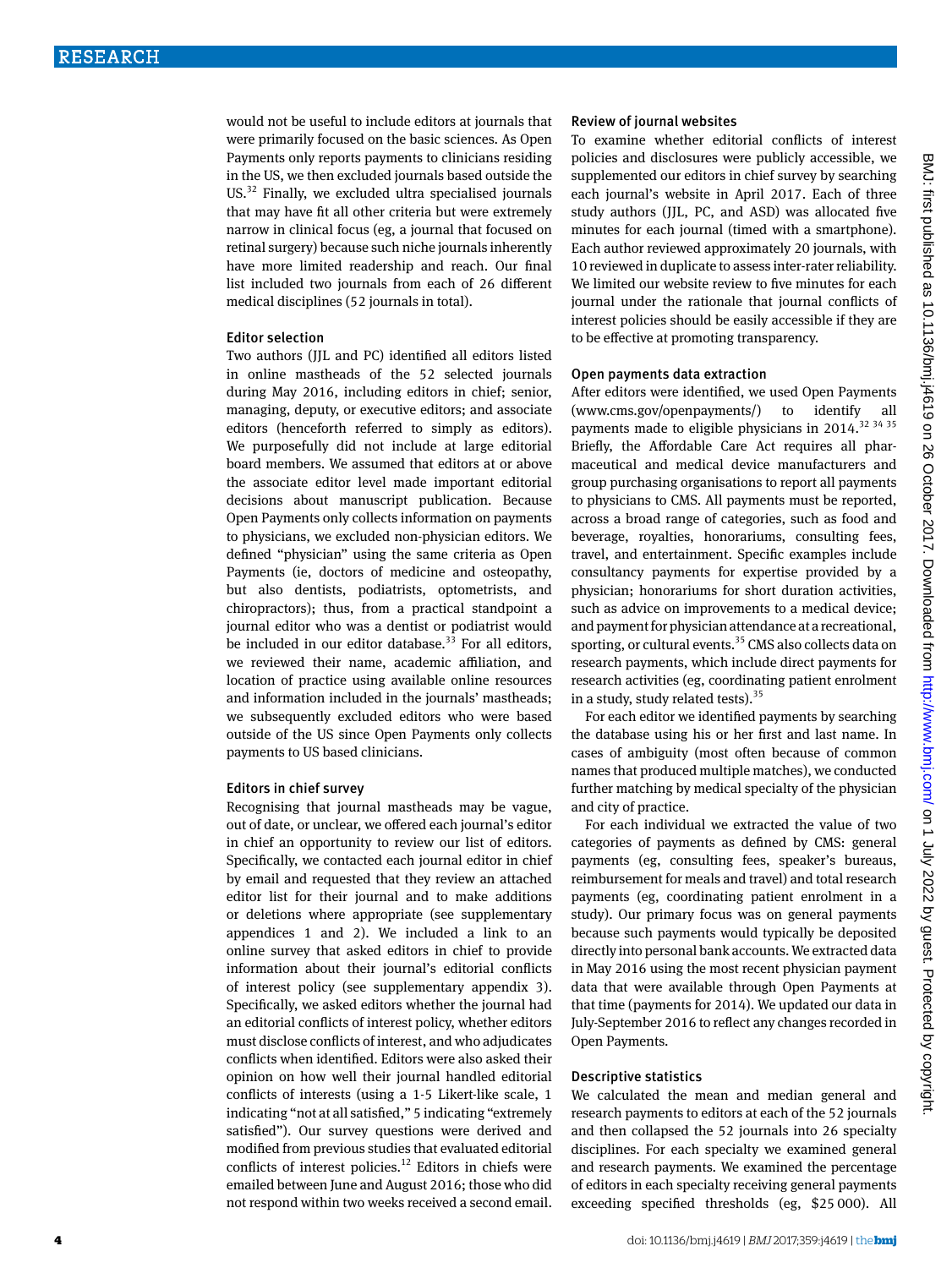would not be useful to include editors at journals that were primarily focused on the basic sciences. As Open Payments only reports payments to clinicians residing in the US, we then excluded journals based outside the US.[32] Finally, we excluded ultra specialised journals that may have fit all other criteria but were extremely narrow in clinical focus (eg, a journal that focused on retinal surgery) because such niche journals inherently have more limited readership and reach. Our final list included two journals from each of 26 different medical disciplines (52 journals in total).

### Editor selection

Two authors (JJL and PC) identified all editors listed in online mastheads of the 52 selected journals during May 2016, including editors in chief; senior, managing, deputy, or executive editors; and associate editors (henceforth referred to simply as editors). We purposefully did not include at large editorial board members. We assumed that editors at or above the associate editor level made important editorial decisions about manuscript publication. Because Open Payments only collects information on payments to physicians, we excluded non-physician editors. We defined "physician" using the same criteria as Open Payments (ie, doctors of medicine and osteopathy, but also dentists, podiatrists, optometrists, and chiropractors); thus, from a practical standpoint a journal editor who was a dentist or podiatrist would be included in our editor database.[33] For all editors, we reviewed their name, academic affiliation, and location of practice using available online resources and information included in the journals' mastheads; we subsequently excluded editors who were based outside of the US since Open Payments only collects payments to US based clinicians.

### Editors in chief survey

Recognising that journal mastheads may be vague, out of date, or unclear, we offered each journal's editor in chief an opportunity to review our list of editors. Specifically, we contacted each journal editor in chief by email and requested that they review an attached editor list for their journal and to make additions or deletions where appropriate (see supplementary appendices 1 and 2). We included a link to an online survey that asked editors in chief to provide information about their journal's editorial conflicts of interest policy (see supplementary appendix 3). Specifically, we asked editors whether the journal had an editorial conflicts of interest policy, whether editors must disclose conflicts of interest, and who adjudicates conflicts when identified. Editors were also asked their opinion on how well their journal handled editorial conflicts of interests (using a 1-5 Likert-like scale, 1 indicating "not at all satisfied," 5 indicating "extremely satisfied"). Our survey questions were derived and modified from previous studies that evaluated editorial conflicts of interest policies.[12] Editors in chiefs were emailed between June and August 2016; those who did not respond within two weeks received a second email.

### Review of journal websites

To examine whether editorial conflicts of interest policies and disclosures were publicly accessible, we supplemented our editors in chief survey by searching each journal's website in April 2017. Each of three study authors (JJL, PC, and ASD) was allocated five minutes for each journal (timed with a smartphone). Each author reviewed approximately 20 journals, with 10 reviewed in duplicate to assess inter-rater reliability. We limited our website review to five minutes for each journal under the rationale that journal conflicts of interest policies should be easily accessible if they are to be effective at promoting transparency.

### Open payments data extraction

After editors were identified, we used Open Payments (www.cms.gov/openpayments/) to identify all payments made to eligible physicians in 2014.[32 34 35] Briefly, the Affordable Care Act requires all pharmaceutical and medical device manufacturers and group purchasing organisations to report all payments to physicians to CMS. All payments must be reported, across a broad range of categories, such as food and beverage, royalties, honorariums, consulting fees, travel, and entertainment. Specific examples include consultancy payments for expertise provided by a physician; honorariums for short duration activities, such as advice on improvements to a medical device; and payment for physician attendance at a recreational, sporting, or cultural events.[35] CMS also collects data on research payments, which include direct payments for research activities (eg, coordinating patient enrolment in a study, study related tests).[35]

For each editor we identified payments by searching the database using his or her first and last name. In cases of ambiguity (most often because of common names that produced multiple matches), we conducted further matching by medical specialty of the physician and city of practice.

For each individual we extracted the value of two categories of payments as defined by CMS: general payments (eg, consulting fees, speaker's bureaus, reimbursement for meals and travel) and total research payments (eg, coordinating patient enrolment in a study). Our primary focus was on general payments because such payments would typically be deposited directly into personal bank accounts. We extracted data in May 2016 using the most recent physician payment data that were available through Open Payments at that time (payments for 2014). We updated our data in July-September 2016 to reflect any changes recorded in Open Payments.

### Descriptive statistics

We calculated the mean and median general and research payments to editors at each of the 52 journals and then collapsed the 52 journals into 26 specialty disciplines. For each specialty we examined general and research payments. We examined the percentage of editors in each specialty receiving general payments exceeding specified thresholds (eg, \$25 000). All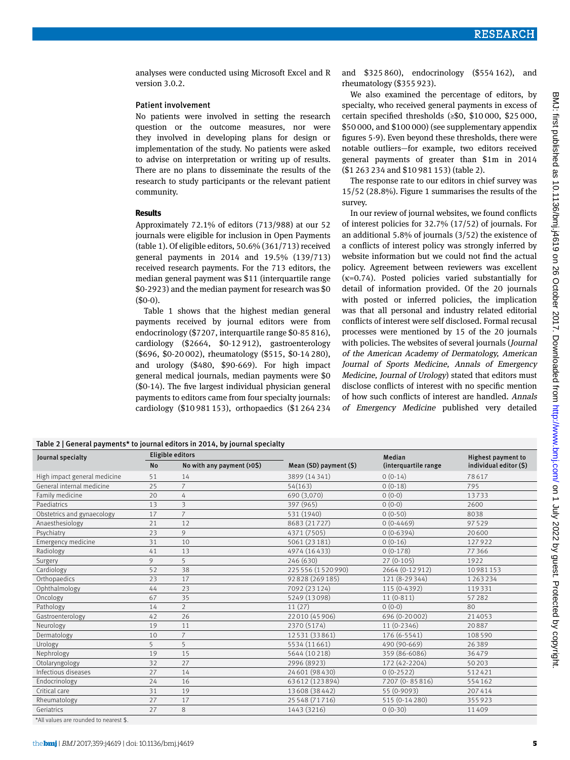analyses were conducted using Microsoft Excel and R version 3.0.2.

### Patient involvement

No patients were involved in setting the research question or the outcome measures, nor were they involved in developing plans for design or implementation of the study. No patients were asked to advise on interpretation or writing up of results. There are no plans to disseminate the results of the research to study participants or the relevant patient community.

## Results

Approximately 72.1% of editors (713/988) at our 52 journals were eligible for inclusion in Open Payments (table 1). Of eligible editors, 50.6% (361/713) received general payments in 2014 and 19.5% (139/713) received research payments. For the 713 editors, the median general payment was $11 (interquartile range $0-2923) and the median payment for research was $0 ($0-0).

Table 1 shows that the highest median general payments received by journal editors were from endocrinology ($7207, interquartile range $0-85 816), cardiology ($2664, $0-12 912), gastroenterology ($696, $0-20 002), rheumatology ($515, $0-14 280), and urology ($480, $90-669). For high impact general medical journals, median payments were $0 ($0-14). The five largest individual physician general payments to editors came from four specialty journals: cardiology ($10 981 153), orthopaedics ($1 264 234 and $325 860), endocrinology ($554 162), and rheumatology ($355 923).

We also examined the percentage of editors, by specialty, who received general payments in excess of certain specified thresholds (≥$0, $10 000, $25 000, $50 000, and $100 000) (see supplementary appendix figures 5-9). Even beyond these thresholds, there were notable outliers—for example, two editors received general payments of greater than $1m in 2014 ($1 263 234 and $10 981 153) (table 2).

The response rate to our editors in chief survey was 15/52 (28.8%). Figure 1 summarises the results of the survey.

In our review of journal websites, we found conflicts of interest policies for 32.7% (17/52) of journals. For an additional 5.8% of journals (3/52) the existence of a conflicts of interest policy was strongly inferred by website information but we could not find the actual policy. Agreement between reviewers was excellent (κ=0.74). Posted policies varied substantially for detail of information provided. Of the 20 journals with posted or inferred policies, the implication was that all personal and industry related editorial conflicts of interest were self disclosed. Formal recusal processes were mentioned by 15 of the 20 journals with policies. The websites of several journals (*Journal of the American Academy of Dermatology, American Journal of Sports Medicine, Annals of Emergency Medicine, Journal of Urology*) stated that editors must disclose conflicts of interest with no specific mention of how such conflicts of interest are handled. *Annals of Emergency Medicine* published very detailed

**Table 2 | General payments\* to journal editors in 2014, by journal specialty**

| Journal specialty | Eligible editors | | Mean (SD) payment ($) | Median (interquartile range | Highest payment to individual editor ($) |
|---|---|---|---|---|---|
| | No | No with any payment (>0$) | | | |
| High impact general medicine | 51 | 14 | 3899 (14 341) | 0 (0-14) | 78617 |
| General internal medicine | 25 | 7 | 54(163) | 0 (0-18) | 795 |
| Family medicine | 20 | 4 | 690 (3,070) | 0 (0-0) | 13733 |
| Paediatrics | 13 | 3 | 397 (965) | 0 (0-0) | 2600 |
| Obstetrics and gynaecology | 17 | 7 | 531 (1940) | 0 (0-50) | 8038 |
| Anaesthesiology | 21 | 12 | 8683 (21727) | 0 (0-4469) | 97529 |
| Psychiatry | 23 | 9 | 4371 (7505) | 0 (0-6394) | 20600 |
| Emergency medicine | 31 | 10 | 5061 (23 181) | 0 (0-16) | 127922 |
| Radiology | 41 | 13 | 4974 (16 433) | 0 (0-178) | 77366 |
| Surgery | 9 | 5 | 246 (630) | 27 (0-105) | 1922 |
| Cardiology | 52 | 38 | 225 556 (1 520 990) | 2664 (0-12 912) | 10981153 |
| Orthopaedics | 23 | 17 | 92 828 (269 185) | 121 (8-29 344) | 1 263 234 |
| Ophthalmology | 44 | 23 | 7092 (23 124) | 115 (0-4392) | 119331 |
| Oncology | 67 | 35 | 5249 (13 098) | 11 (0-811) | 57282 |
| Pathology | 14 | 2 | 11 (27) | 0 (0-0) | 80 |
| Gastroenterology | 42 | 26 | 22 010 (45 906) | 696 (0-20 002) | 214053 |
| Neurology | 19 | 11 | 2370 (5174) | 11 (0-2346) | 20887 |
| Dermatology | 10 | 7 | 12 531 (33 861) | 176 (6-5541) | 108590 |
| Urology | 5 | 5 | 5534 (11 661) | 490 (90-669) | 26389 |
| Nephrology | 19 | 15 | 5644 (10 218) | 359 (86-6086) | 36479 |
| Otolaryngology | 32 | 27 | 2996 (8923) | 172 (42-2204) | 50203 |
| Infectious diseases | 27 | 14 | 24 601 (98 430) | 0 (0-2522) | 512421 |
| Endocrinology | 24 | 16 | 63 612 (123 894) | 7207 (0- 85 816) | 554162 |
| Critical care | 31 | 19 | 13 608 (38 442) | 55 (0-9093) | 207414 |
| Rheumatology | 27 | 17 | 25 548 (71 716) | 515 (0-14 280) | 355923 |
| Geriatrics | 27 | 8 | 1443 (3216) | 0 (0-30) | 11409 |

\*All values are rounded to nearest $.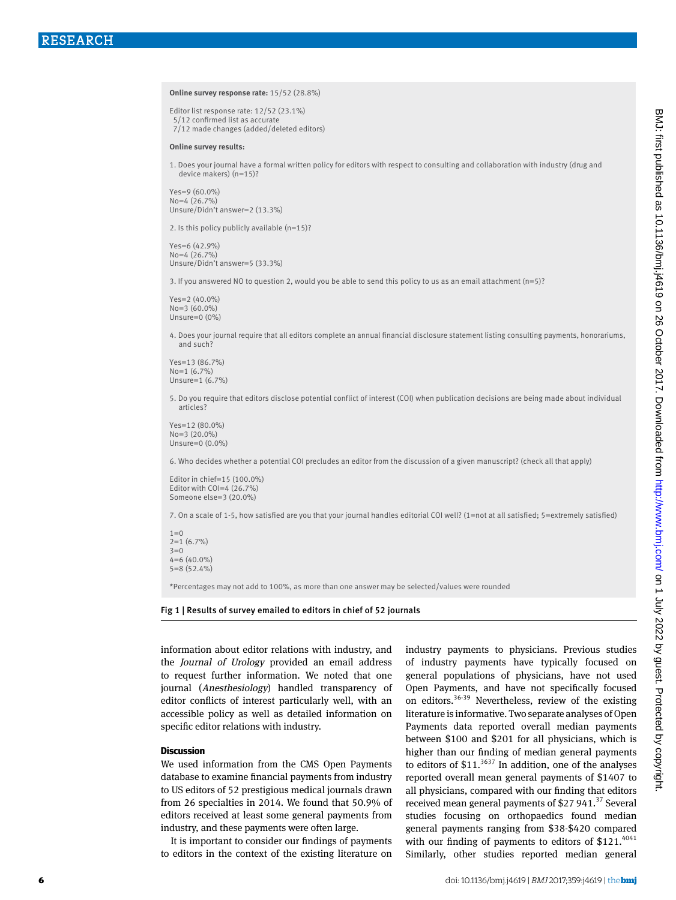**Online survey response rate:** 15/52 (28.8%)

Editor list response rate: 12/52 (23.1%)
5/12 confirmed list as accurate
7/12 made changes (added/deleted editors)

**Online survey results:**

1. Does your journal have a formal written policy for editors with respect to consulting and collaboration with industry (drug and device makers) (n=15)?

Yes=9 (60.0%)
No=4 (26.7%)
Unsure/Didn't answer=2 (13.3%)

2. Is this policy publicly available (n=15)?

Yes=6 (42.9%)
No=4 (26.7%)
Unsure/Didn't answer=5 (33.3%)

3. If you answered NO to question 2, would you be able to send this policy to us as an email attachment (n=5)?

Yes=2 (40.0%)
No=3 (60.0%)
Unsure=0 (0%)

4. Does your journal require that all editors complete an annual financial disclosure statement listing consulting payments, honorariums, and such?

Yes=13 (86.7%)
No=1 (6.7%)
Unsure=1 (6.7%)

5. Do you require that editors disclose potential conflict of interest (COI) when publication decisions are being made about individual articles?

Yes=12 (80.0%)
No=3 (20.0%)
Unsure=0 (0.0%)

6. Who decides whether a potential COI precludes an editor from the discussion of a given manuscript? (check all that apply)

Editor in chief=15 (100.0%)
Editor with COI=4 (26.7%)
Someone else=3 (20.0%)

7. On a scale of 1-5, how satisfied are you that your journal handles editorial COI well? (1=not at all satisfied; 5=extremely satisfied)

1=0
2=1 (6.7%)
3=0
4=6 (40.0%)
5=8 (52.4%)

*Percentages may not add to 100%, as more than one answer may be selected/values were rounded

Fig 1 | Results of survey emailed to editors in chief of 52 journals

information about editor relations with industry, and the *Journal of Urology* provided an email address to request further information. We noted that one journal (*Anesthesiology*) handled transparency of editor conflicts of interest particularly well, with an accessible policy as well as detailed information on specific editor relations with industry.

## Discussion

We used information from the CMS Open Payments database to examine financial payments from industry to US editors of 52 prestigious medical journals drawn from 26 specialties in 2014. We found that 50.9% of editors received at least some general payments from industry, and these payments were often large.

It is important to consider our findings of payments to editors in the context of the existing literature on industry payments to physicians. Previous studies of industry payments have typically focused on general populations of physicians, have not used Open Payments, and have not specifically focused on editors.[36-39] Nevertheless, review of the existing literature is informative. Two separate analyses of Open Payments data reported overall median payments between \$100 and \$201 for all physicians, which is higher than our finding of median general payments to editors of \$11.[36,37] In addition, one of the analyses reported overall mean general payments of \$1407 to all physicians, compared with our finding that editors received mean general payments of \$27 941.[37] Several studies focusing on orthopaedics found median general payments ranging from \$38-\$420 compared with our finding of payments to editors of \$121.[40,41] Similarly, other studies reported median general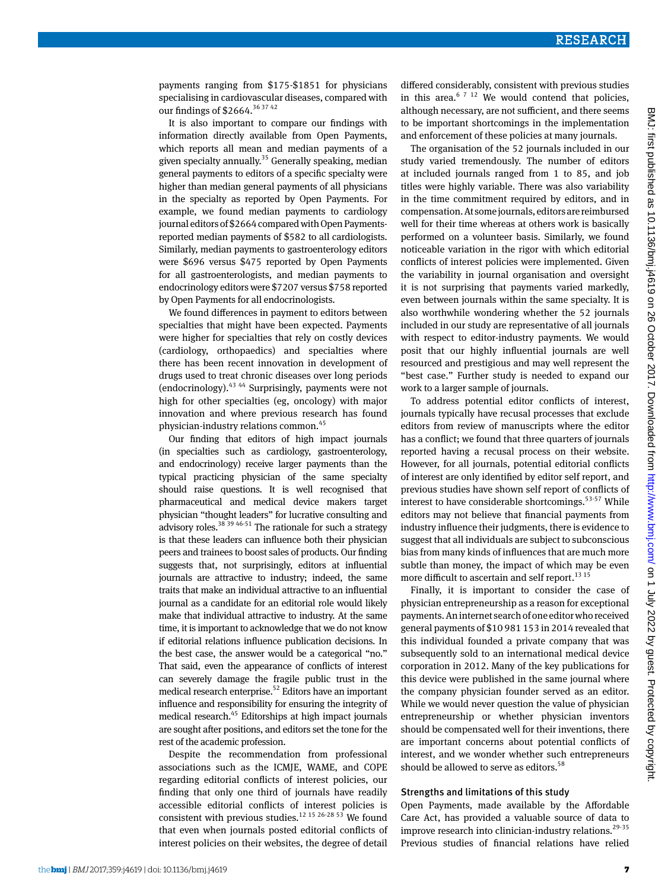payments ranging from $175-$1851 for physicians specialising in cardiovascular diseases, compared with our findings of $2664.[36 37 42]

It is also important to compare our findings with information directly available from Open Payments, which reports all mean and median payments of a given specialty annually.[35] Generally speaking, median general payments to editors of a specific specialty were higher than median general payments of all physicians in the specialty as reported by Open Payments. For example, we found median payments to cardiology journal editors of $2664 compared with Open Payments-reported median payments of $582 to all cardiologists. Similarly, median payments to gastroenterology editors were $696 versus $475 reported by Open Payments for all gastroenterologists, and median payments to endocrinology editors were $7207 versus $758 reported by Open Payments for all endocrinologists.

We found differences in payment to editors between specialties that might have been expected. Payments were higher for specialties that rely on costly devices (cardiology, orthopaedics) and specialties where there has been recent innovation in development of drugs used to treat chronic diseases over long periods (endocrinology).[43 44] Surprisingly, payments were not high for other specialties (eg, oncology) with major innovation and where previous research has found physician-industry relations common.[45]

Our finding that editors of high impact journals (in specialties such as cardiology, gastroenterology, and endocrinology) receive larger payments than the typical practicing physician of the same specialty should raise questions. It is well recognised that pharmaceutical and medical device makers target physician "thought leaders" for lucrative consulting and advisory roles.[38 39 46-51] The rationale for such a strategy is that these leaders can influence both their physician peers and trainees to boost sales of products. Our finding suggests that, not surprisingly, editors at influential journals are attractive to industry; indeed, the same traits that make an individual attractive to an influential journal as a candidate for an editorial role would likely make that individual attractive to industry. At the same time, it is important to acknowledge that we do not know if editorial relations influence publication decisions. In the best case, the answer would be a categorical "no." That said, even the appearance of conflicts of interest can severely damage the fragile public trust in the medical research enterprise.[52] Editors have an important influence and responsibility for ensuring the integrity of medical research.[45] Editorships at high impact journals are sought after positions, and editors set the tone for the rest of the academic profession.

Despite the recommendation from professional associations such as the ICMJE, WAME, and COPE regarding editorial conflicts of interest policies, our finding that only one third of journals have readily accessible editorial conflicts of interest policies is consistent with previous studies.[12 15 26-28 53] We found that even when journals posted editorial conflicts of interest policies on their websites, the degree of detail differed considerably, consistent with previous studies in this area.[6 7 12] We would contend that policies, although necessary, are not sufficient, and there seems to be important shortcomings in the implementation and enforcement of these policies at many journals.

The organisation of the 52 journals included in our study varied tremendously. The number of editors at included journals ranged from 1 to 85, and job titles were highly variable. There was also variability in the time commitment required by editors, and in compensation. At some journals, editors are reimbursed well for their time whereas at others work is basically performed on a volunteer basis. Similarly, we found noticeable variation in the rigor with which editorial conflicts of interest policies were implemented. Given the variability in journal organisation and oversight it is not surprising that payments varied markedly, even between journals within the same specialty. It is also worthwhile wondering whether the 52 journals included in our study are representative of all journals with respect to editor-industry payments. We would posit that our highly influential journals are well resourced and prestigious and may well represent the "best case." Further study is needed to expand our work to a larger sample of journals.

To address potential editor conflicts of interest, journals typically have recusal processes that exclude editors from review of manuscripts where the editor has a conflict; we found that three quarters of journals reported having a recusal process on their website. However, for all journals, potential editorial conflicts of interest are only identified by editor self report, and previous studies have shown self report of conflicts of interest to have considerable shortcomings.[53-57] While editors may not believe that financial payments from industry influence their judgments, there is evidence to suggest that all individuals are subject to subconscious bias from many kinds of influences that are much more subtle than money, the impact of which may be even more difficult to ascertain and self report.[13 15]

Finally, it is important to consider the case of physician entrepreneurship as a reason for exceptional payments. An internet search of one editor who received general payments of $10 981 153 in 2014 revealed that this individual founded a private company that was subsequently sold to an international medical device corporation in 2012. Many of the key publications for this device were published in the same journal where the company physician founder served as an editor. While we would never question the value of physician entrepreneurship or whether physician inventors should be compensated well for their inventions, there are important concerns about potential conflicts of interest, and we wonder whether such entrepreneurs should be allowed to serve as editors.[58]

### Strengths and limitations of this study

Open Payments, made available by the Affordable Care Act, has provided a valuable source of data to improve research into clinician-industry relations.[29-35] Previous studies of financial relations have relied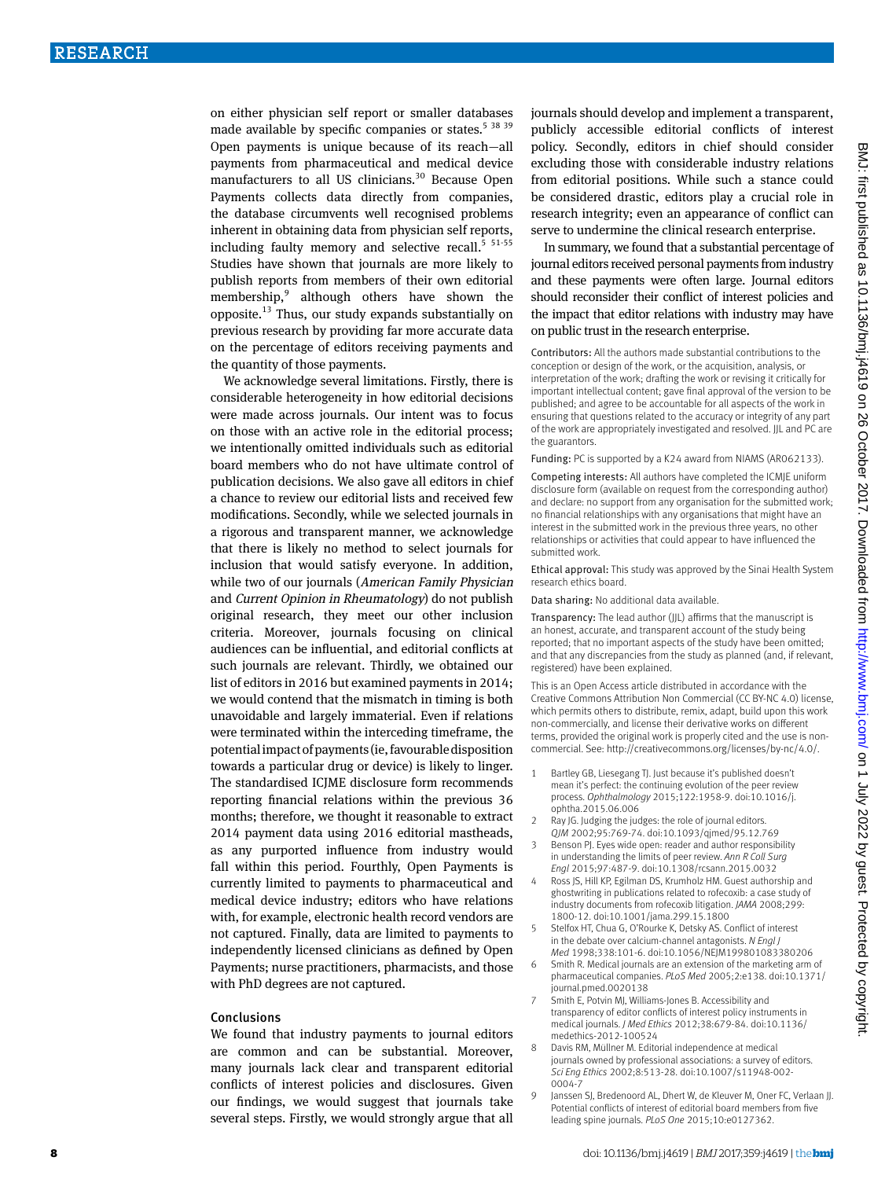on either physician self report or smaller databases made available by specific companies or states.[5 38 39] Open payments is unique because of its reach—all payments from pharmaceutical and medical device manufacturers to all US clinicians.[30] Because Open Payments collects data directly from companies, the database circumvents well recognised problems inherent in obtaining data from physician self reports, including faulty memory and selective recall.[5 51-55] Studies have shown that journals are more likely to publish reports from members of their own editorial membership,[9] although others have shown the opposite.[13] Thus, our study expands substantially on previous research by providing far more accurate data on the percentage of editors receiving payments and the quantity of those payments.

We acknowledge several limitations. Firstly, there is considerable heterogeneity in how editorial decisions were made across journals. Our intent was to focus on those with an active role in the editorial process; we intentionally omitted individuals such as editorial board members who do not have ultimate control of publication decisions. We also gave all editors in chief a chance to review our editorial lists and received few modifications. Secondly, while we selected journals in a rigorous and transparent manner, we acknowledge that there is likely no method to select journals for inclusion that would satisfy everyone. In addition, while two of our journals (*American Family Physician* and *Current Opinion in Rheumatology*) do not publish original research, they meet our other inclusion criteria. Moreover, journals focusing on clinical audiences can be influential, and editorial conflicts at such journals are relevant. Thirdly, we obtained our list of editors in 2016 but examined payments in 2014; we would contend that the mismatch in timing is both unavoidable and largely immaterial. Even if relations were terminated within the interceding timeframe, the potential impact of payments (ie, favourable disposition towards a particular drug or device) is likely to linger. The standardised ICJME disclosure form recommends reporting financial relations within the previous 36 months; therefore, we thought it reasonable to extract 2014 payment data using 2016 editorial mastheads, as any purported influence from industry would fall within this period. Fourthly, Open Payments is currently limited to payments to pharmaceutical and medical device industry; editors who have relations with, for example, electronic health record vendors are not captured. Finally, data are limited to payments to independently licensed clinicians as defined by Open Payments; nurse practitioners, pharmacists, and those with PhD degrees are not captured.

## Conclusions

We found that industry payments to journal editors are common and can be substantial. Moreover, many journals lack clear and transparent editorial conflicts of interest policies and disclosures. Given our findings, we would suggest that journals take several steps. Firstly, we would strongly argue that all journals should develop and implement a transparent, publicly accessible editorial conflicts of interest policy. Secondly, editors in chief should consider excluding those with considerable industry relations from editorial positions. While such a stance could be considered drastic, editors play a crucial role in research integrity; even an appearance of conflict can serve to undermine the clinical research enterprise.

In summary, we found that a substantial percentage of journal editors received personal payments from industry and these payments were often large. Journal editors should reconsider their conflict of interest policies and the impact that editor relations with industry may have on public trust in the research enterprise.

Contributors: All the authors made substantial contributions to the conception or design of the work, or the acquisition, analysis, or interpretation of the work; drafting the work or revising it critically for important intellectual content; gave final approval of the version to be published; and agree to be accountable for all aspects of the work in ensuring that questions related to the accuracy or integrity of any part of the work are appropriately investigated and resolved. JJL and PC are the guarantors.

Funding: PC is supported by a K24 award from NIAMS (AR062133).

Competing interests: All authors have completed the ICMJE uniform disclosure form (available on request from the corresponding author) and declare: no support from any organisation for the submitted work; no financial relationships with any organisations that might have an interest in the submitted work in the previous three years, no other relationships or activities that could appear to have influenced the submitted work.

Ethical approval: This study was approved by the Sinai Health System research ethics board.

Data sharing: No additional data available.

Transparency: The lead author (JJL) affirms that the manuscript is an honest, accurate, and transparent account of the study being reported; that no important aspects of the study have been omitted; and that any discrepancies from the study as planned (and, if relevant, registered) have been explained.

This is an Open Access article distributed in accordance with the Creative Commons Attribution Non Commercial (CC BY-NC 4.0) license, which permits others to distribute, remix, adapt, build upon this work non-commercially, and license their derivative works on different terms, provided the original work is properly cited and the use is non-commercial. See: http://creativecommons.org/licenses/by-nc/4.0/.

1. Bartley GB, Liesegang TJ. Just because it's published doesn't mean it's perfect: the continuing evolution of the peer review process. *Ophthalmology* 2015;122:1958-9. doi:10.1016/j.ophtha.2015.06.006
2. Ray JG. Judging the judges: the role of journal editors. *QJM* 2002;95:769-74. doi:10.1093/qjmed/95.12.769
3. Benson PJ. Eyes wide open: reader and author responsibility in understanding the limits of peer review. *Ann R Coll Surg Engl* 2015;97:487-9. doi:10.1308/rcsann.2015.0032
4. Ross JS, Hill KP, Egilman DS, Krumholz HM. Guest authorship and ghostwriting in publications related to rofecoxib: a case study of industry documents from rofecoxib litigation. *JAMA* 2008;299:1800-12. doi:10.1001/jama.299.15.1800
5. Stelfox HT, Chua G, O'Rourke K, Detsky AS. Conflict of interest in the debate over calcium-channel antagonists. *N Engl J Med* 1998;338:101-6. doi:10.1056/NEJM199801083380206
6. Smith R. Medical journals are an extension of the marketing arm of pharmaceutical companies. *PLoS Med* 2005;2:e138. doi:10.1371/journal.pmed.0020138
7. Smith E, Potvin MJ, Williams-Jones B. Accessibility and transparency of editor conflicts of interest policy instruments in medical journals. *J Med Ethics* 2012;38:679-84. doi:10.1136/medethics-2012-100524
8. Davis RM, Müllner M. Editorial independence at medical journals owned by professional associations: a survey of editors. *Sci Eng Ethics* 2002;8:513-28. doi:10.1007/s11948-002-0004-7
9. Janssen SJ, Bredenoord AL, Dhert W, de Kleuver M, Oner FC, Verlaan JJ. Potential conflicts of interest of editorial board members from five leading spine journals. *PLoS One* 2015;10:e0127362.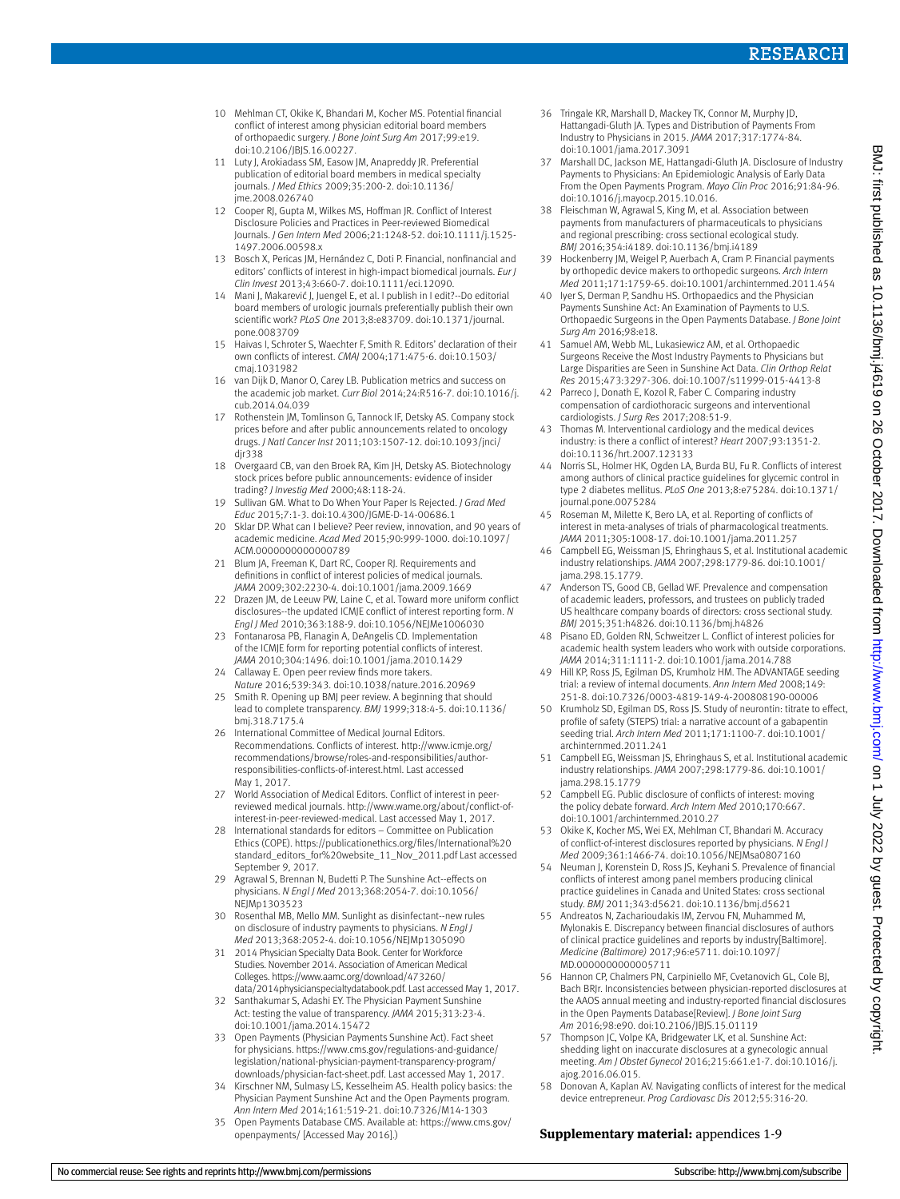10 Mehlman CT, Okike K, Bhandari M, Kocher MS. Potential financial conflict of interest among physician editorial board members of orthopaedic surgery. *J Bone Joint Surg Am* 2017;99:e19. doi:10.2106/JBJS.16.00227.

11 Luty J, Arokiadass SM, Easow JM, Anapreddy JR. Preferential publication of editorial board members in medical specialty journals. *J Med Ethics* 2009;35:200-2. doi:10.1136/jme.2008.026740

12 Cooper RJ, Gupta M, Wilkes MS, Hoffman JR. Conflict of Interest Disclosure Policies and Practices in Peer-reviewed Biomedical Journals. *J Gen Intern Med* 2006;21:1248-52. doi:10.1111/j.1525-1497.2006.00598.x

13 Bosch X, Pericas JM, Hernández C, Doti P. Financial, nonfinancial and editors' conflicts of interest in high-impact biomedical journals. *Eur J Clin Invest* 2013;43:660-7. doi:10.1111/eci.12090.

14 Mani J, Makarević J, Juengel E, et al. I publish in I edit?--Do editorial board members of urologic journals preferentially publish their own scientific work? *PLoS One* 2013;8:e83709. doi:10.1371/journal.pone.0083709

15 Haivas I, Schroter S, Waechter F, Smith R. Editors' declaration of their own conflicts of interest. *CMAJ* 2004;171:475-6. doi:10.1503/cmaj.1031982

16 van Dijk D, Manor O, Carey LB. Publication metrics and success on the academic job market. *Curr Biol* 2014;24:R516-7. doi:10.1016/j.cub.2014.04.039

17 Rothenstein JM, Tomlinson G, Tannock IF, Detsky AS. Company stock prices before and after public announcements related to oncology drugs. *J Natl Cancer Inst* 2011;103:1507-12. doi:10.1093/jnci/djr338

18 Overgaard CB, van den Broek RA, Kim JH, Detsky AS. Biotechnology stock prices before public announcements: evidence of insider trading? *J Investig Med* 2000;48:118-24.

19 Sullivan GM. What to Do When Your Paper Is Rejected. *J Grad Med Educ* 2015;7:1-3. doi:10.4300/JGME-D-14-00686.1

20 Sklar DP. What can I believe? Peer review, innovation, and 90 years of academic medicine. *Acad Med* 2015;90:999-1000. doi:10.1097/ACM.0000000000000789

21 Blum JA, Freeman K, Dart RC, Cooper RJ. Requirements and definitions in conflict of interest policies of medical journals. *JAMA* 2009;302:2230-4. doi:10.1001/jama.2009.1669

22 Drazen JM, de Leeuw PW, Laine C, et al. Toward more uniform conflict disclosures--the updated ICMJE conflict of interest reporting form. *N Engl J Med* 2010;363:188-9. doi:10.1056/NEJMe1006030

23 Fontanarosa PB, Flanagin A, DeAngelis CD. Implementation of the ICMJE form for reporting potential conflicts of interest. *JAMA* 2010;304:1496. doi:10.1001/jama.2010.1429

24 Callaway E. Open peer review finds more takers. *Nature* 2016;539:343. doi:10.1038/nature.2016.20969

25 Smith R. Opening up BMJ peer review. A beginning that should lead to complete transparency. *BMJ* 1999;318:4-5. doi:10.1136/bmj.318.7175.4

26 International Committee of Medical Journal Editors. Recommendations. Conflicts of interest. http://www.icmje.org/recommendations/browse/roles-and-responsibilities/author-responsibilities-conflicts-of-interest.html. Last accessed May 1, 2017.

27 World Association of Medical Editors. Conflict of interest in peer-reviewed medical journals. http://www.wame.org/about/conflict-of-interest-in-peer-reviewed-medical. Last accessed May 1, 2017.

28 International standards for editors – Committee on Publication Ethics (COPE). https://publicationethics.org/files/International%20standard_editors_for%20website_11_Nov_2011.pdf Last accessed September 9, 2017.

29 Agrawal S, Brennan N, Budetti P. The Sunshine Act--effects on physicians. *N Engl J Med* 2013;368:2054-7. doi:10.1056/NEJMp1303523

30 Rosenthal MB, Mello MM. Sunlight as disinfectant--new rules on disclosure of industry payments to physicians. *N Engl J Med* 2013;368:2052-4. doi:10.1056/NEJMp1305090

31 2014 Physician Specialty Data Book. Center for Workforce Studies. November 2014. Association of American Medical Colleges. https://www.aamc.org/download/473260/data/2014physicianspecialtydatabook.pdf. Last accessed May 1, 2017.

32 Santhakumar S, Adashi EY. The Physician Payment Sunshine Act: testing the value of transparency. *JAMA* 2015;313:23-4. doi:10.1001/jama.2014.15472

33 Open Payments (Physician Payments Sunshine Act). Fact sheet for physicians. https://www.cms.gov/regulations-and-guidance/legislation/national-physician-payment-transparency-program/downloads/physician-fact-sheet.pdf. Last accessed May 1, 2017.

34 Kirschner NM, Sulmasy LS, Kesselheim AS. Health policy basics: the Physician Payment Sunshine Act and the Open Payments program. *Ann Intern Med* 2014;161:519-21. doi:10.7326/M14-1303

35 Open Payments Database CMS. Available at: https://www.cms.gov/openpayments/ [Accessed May 2016].)

36 Tringale KR, Marshall D, Mackey TK, Connor M, Murphy JD, Hattangadi-Gluth JA. Types and Distribution of Payments From Industry to Physicians in 2015. *JAMA* 2017;317:1774-84. doi:10.1001/jama.2017.3091

37 Marshall DC, Jackson ME, Hattangadi-Gluth JA. Disclosure of Industry Payments to Physicians: An Epidemiologic Analysis of Early Data From the Open Payments Program. *Mayo Clin Proc* 2016;91:84-96. doi:10.1016/j.mayocp.2015.10.016.

38 Fleischman W, Agrawal S, King M, et al. Association between payments from manufacturers of pharmaceuticals to physicians and regional prescribing: cross sectional ecological study. *BMJ* 2016;354:i4189. doi:10.1136/bmj.i4189

39 Hockenberry JM, Weigel P, Auerbach A, Cram P. Financial payments by orthopedic device makers to orthopedic surgeons. *Arch Intern Med* 2011;171:1759-65. doi:10.1001/archinternmed.2011.454

40 Iyer S, Derman P, Sandhu HS. Orthopaedics and the Physician Payments Sunshine Act: An Examination of Payments to U.S. Orthopaedic Surgeons in the Open Payments Database. *J Bone Joint Surg Am* 2016;98:e18.

41 Samuel AM, Webb ML, Lukasiewicz AM, et al. Orthopaedic Surgeons Receive the Most Industry Payments to Physicians but Large Disparities are Seen in Sunshine Act Data. *Clin Orthop Relat Res* 2015;473:3297-306. doi:10.1007/s11999-015-4413-8

42 Parreco J, Donath E, Kozol R, Faber C. Comparing industry compensation of cardiothoracic surgeons and interventional cardiologists. *J Surg Res* 2017;208:51-9.

43 Thomas M. Interventional cardiology and the medical devices industry: is there a conflict of interest? *Heart* 2007;93:1351-2. doi:10.1136/hrt.2007.123133

44 Norris SL, Holmer HK, Ogden LA, Burda BU, Fu R. Conflicts of interest among authors of clinical practice guidelines for glycemic control in type 2 diabetes mellitus. *PLoS One* 2013;8:e75284. doi:10.1371/journal.pone.0075284

45 Roseman M, Milette K, Bero LA, et al. Reporting of conflicts of interest in meta-analyses of trials of pharmacological treatments. *JAMA* 2011;305:1008-17. doi:10.1001/jama.2011.257

46 Campbell EG, Weissman JS, Ehringhaus S, et al. Institutional academic industry relationships. *JAMA* 2007;298:1779-86. doi:10.1001/jama.298.15.1779.

47 Anderson TS, Good CB, Gellad WF. Prevalence and compensation of academic leaders, professors, and trustees on publicly traded US healthcare company boards of directors: cross sectional study. *BMJ* 2015;351:h4826. doi:10.1136/bmj.h4826

48 Pisano ED, Golden RN, Schweitzer L. Conflict of interest policies for academic health system leaders who work with outside corporations. *JAMA* 2014;311:1111-2. doi:10.1001/jama.2014.788

49 Hill KP, Ross JS, Egilman DS, Krumholz HM. The ADVANTAGE seeding trial: a review of internal documents. *Ann Intern Med* 2008;149:251-8. doi:10.7326/0003-4819-149-4-200808190-00006

50 Krumholz SD, Egilman DS, Ross JS. Study of neurontin: titrate to effect, profile of safety (STEPS) trial: a narrative account of a gabapentin seeding trial. *Arch Intern Med* 2011;171:1100-7. doi:10.1001/archinternmed.2011.241

51 Campbell EG, Weissman JS, Ehringhaus S, et al. Institutional academic industry relationships. *JAMA* 2007;298:1779-86. doi:10.1001/jama.298.15.1779

52 Campbell EG. Public disclosure of conflicts of interest: moving the policy debate forward. *Arch Intern Med* 2010;170:667. doi:10.1001/archinternmed.2010.27

53 Okike K, Kocher MS, Wei EX, Mehlman CT, Bhandari M. Accuracy of conflict-of-interest disclosures reported by physicians. *N Engl J Med* 2009;361:1466-74. doi:10.1056/NEJMsa0807160

54 Neuman J, Korenstein D, Ross JS, Keyhani S. Prevalence of financial conflicts of interest among panel members producing clinical practice guidelines in Canada and United States: cross sectional study. *BMJ* 2011;343:d5621. doi:10.1136/bmj.d5621

55 Andreatos N, Zacharioudakis IM, Zervou FN, Muhammed M, Mylonakis E. Discrepancy between financial disclosures of authors of clinical practice guidelines and reports by industry[Baltimore]. *Medicine (Baltimore)* 2017;96:e5711. doi:10.1097/MD.0000000000005711

56 Hannon CP, Chalmers PN, Carpiniello MF, Cvetanovich GL, Cole BJ, Bach BRJr. Inconsistencies between physician-reported disclosures at the AAOS annual meeting and industry-reported financial disclosures in the Open Payments Database[Review]. *J Bone Joint Surg Am* 2016;98:e90. doi:10.2106/JBJS.15.01119

57 Thompson JC, Volpe KA, Bridgewater LK, et al. Sunshine Act: shedding light on inaccurate disclosures at a gynecologic annual meeting. *Am J Obstet Gynecol* 2016;215:661.e1-7. doi:10.1016/j.ajog.2016.06.015.

58 Donovan A, Kaplan AV. Navigating conflicts of interest for the medical device entrepreneur. *Prog Cardiovasc Dis* 2012;55:316-20.

**Supplementary material:** appendices 1-9